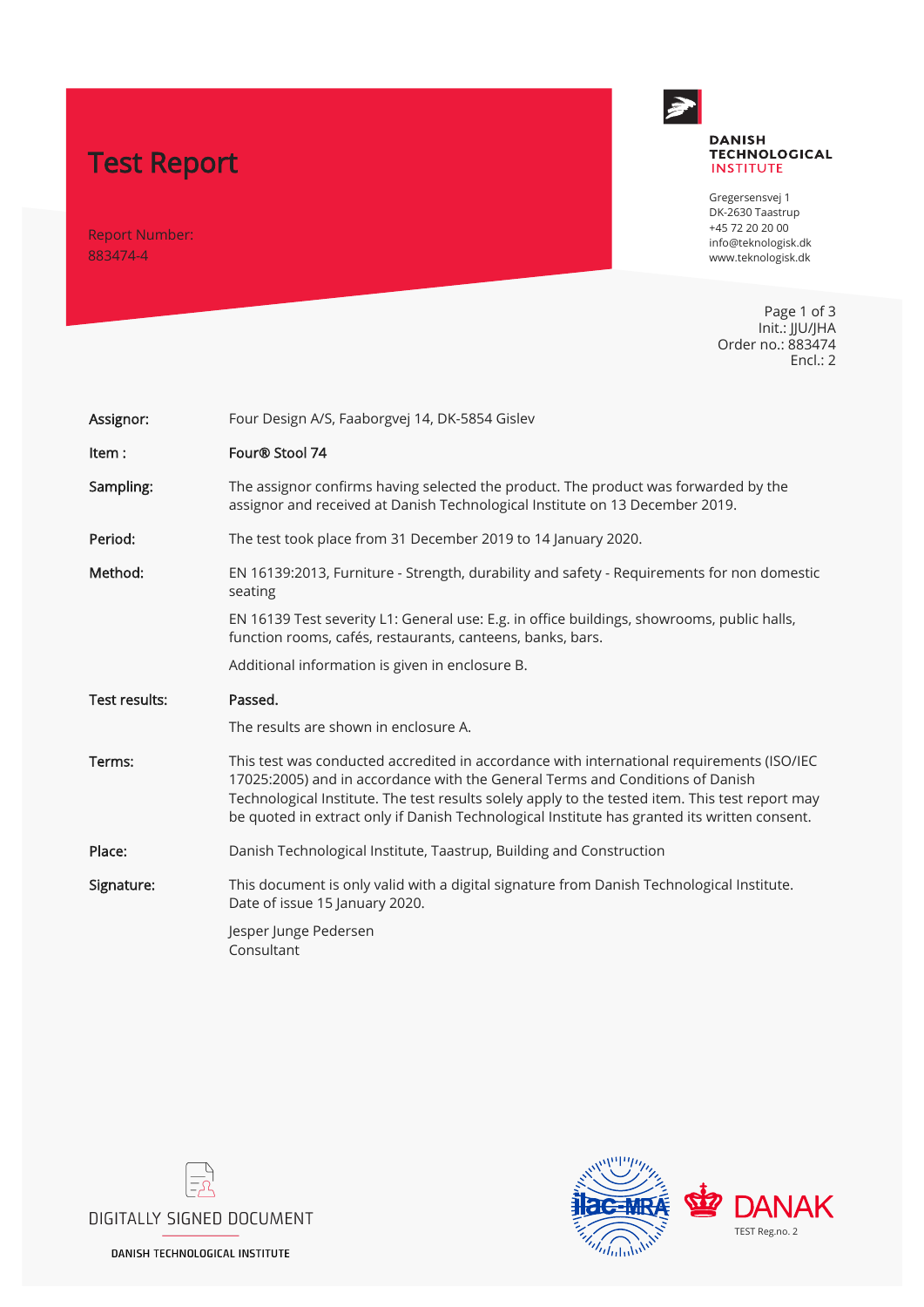# Test Report

Report Number:
883474-4

DANISH
TECHNOLOGICAL
INSTITUTE

Gregersensvej 1
DK-2630 Taastrup
+45 72 20 20 00
info@teknologisk.dk
www.teknologisk.dk

Init.: JJU/JHA
Order no.: 883474
Encl.: 2

| | |
|---|---|
| **Assignor:** | Four Design A/S, Faaborgvej 14, DK-5854 Gislev |
| **Item :** | **Four® Stool 74** |
| **Sampling:** | The assignor confirms having selected the product. The product was forwarded by the assignor and received at Danish Technological Institute on 13 December 2019. |
| **Period:** | The test took place from 31 December 2019 to 14 January 2020. |
| **Method:** | EN 16139:2013, Furniture - Strength, durability and safety - Requirements for non domestic seating<br><br>EN 16139 Test severity L1: General use: E.g. in office buildings, showrooms, public halls, function rooms, cafés, restaurants, canteens, banks, bars.<br><br>Additional information is given in enclosure B. |
| **Test results:** | **Passed.**<br><br>The results are shown in enclosure A. |
| **Terms:** | This test was conducted accredited in accordance with international requirements (ISO/IEC 17025:2005) and in accordance with the General Terms and Conditions of Danish Technological Institute. The test results solely apply to the tested item. This test report may be quoted in extract only if Danish Technological Institute has granted its written consent. |
| **Place:** | Danish Technological Institute, Taastrup, Building and Construction |
| **Signature:** | This document is only valid with a digital signature from Danish Technological Institute. Date of issue 15 January 2020.<br><br>Jesper Junge Pedersen<br>Consultant |

DIGITALLY SIGNED DOCUMENT

DANISH TECHNOLOGICAL INSTITUTE

ilac-MRA

DANAK
TEST Reg.no. 2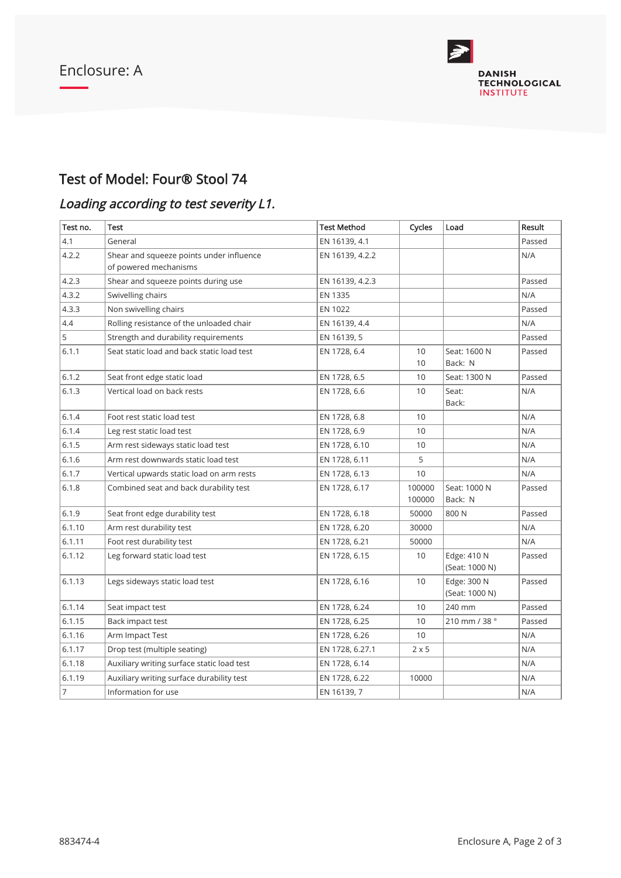Enclosure: A

## Test of Model: Four® Stool 74

### *Loading according to test severity L1.*

| Test no. | Test | Test Method | Cycles | Load | Result |
|---|---|---|---|---|---|
| 4.1 | General | EN 16139, 4.1 | | | Passed |
| 4.2.2 | Shear and squeeze points under influence of powered mechanisms | EN 16139, 4.2.2 | | | N/A |
| 4.2.3 | Shear and squeeze points during use | EN 16139, 4.2.3 | | | Passed |
| 4.3.2 | Swivelling chairs | EN 1335 | | | N/A |
| 4.3.3 | Non swivelling chairs | EN 1022 | | | Passed |
| 4.4 | Rolling resistance of the unloaded chair | EN 16139, 4.4 | | | N/A |
| 5 | Strength and durability requirements | EN 16139, 5 | | | Passed |
| 6.1.1 | Seat static load and back static load test | EN 1728, 6.4 | 10<br>10 | Seat: 1600 N<br>Back: N | Passed |
| 6.1.2 | Seat front edge static load | EN 1728, 6.5 | 10 | Seat: 1300 N | Passed |
| 6.1.3 | Vertical load on back rests | EN 1728, 6.6 | 10 | Seat:<br>Back: | N/A |
| 6.1.4 | Foot rest static load test | EN 1728, 6.8 | 10 | | N/A |
| 6.1.4 | Leg rest static load test | EN 1728, 6.9 | 10 | | N/A |
| 6.1.5 | Arm rest sideways static load test | EN 1728, 6.10 | 10 | | N/A |
| 6.1.6 | Arm rest downwards static load test | EN 1728, 6.11 | 5 | | N/A |
| 6.1.7 | Vertical upwards static load on arm rests | EN 1728, 6.13 | 10 | | N/A |
| 6.1.8 | Combined seat and back durability test | EN 1728, 6.17 | 100000<br>100000 | Seat: 1000 N<br>Back: N | Passed |
| 6.1.9 | Seat front edge durability test | EN 1728, 6.18 | 50000 | 800 N | Passed |
| 6.1.10 | Arm rest durability test | EN 1728, 6.20 | 30000 | | N/A |
| 6.1.11 | Foot rest durability test | EN 1728, 6.21 | 50000 | | N/A |
| 6.1.12 | Leg forward static load test | EN 1728, 6.15 | 10 | Edge: 410 N<br>(Seat: 1000 N) | Passed |
| 6.1.13 | Legs sideways static load test | EN 1728, 6.16 | 10 | Edge: 300 N<br>(Seat: 1000 N) | Passed |
| 6.1.14 | Seat impact test | EN 1728, 6.24 | 10 | 240 mm | Passed |
| 6.1.15 | Back impact test | EN 1728, 6.25 | 10 | 210 mm / 38 ° | Passed |
| 6.1.16 | Arm Impact Test | EN 1728, 6.26 | 10 | | N/A |
| 6.1.17 | Drop test (multiple seating) | EN 1728, 6.27.1 | 2 x 5 | | N/A |
| 6.1.18 | Auxiliary writing surface static load test | EN 1728, 6.14 | | | N/A |
| 6.1.19 | Auxiliary writing surface durability test | EN 1728, 6.22 | 10000 | | N/A |
| 7 | Information for use | EN 16139, 7 | | | N/A |

883474-4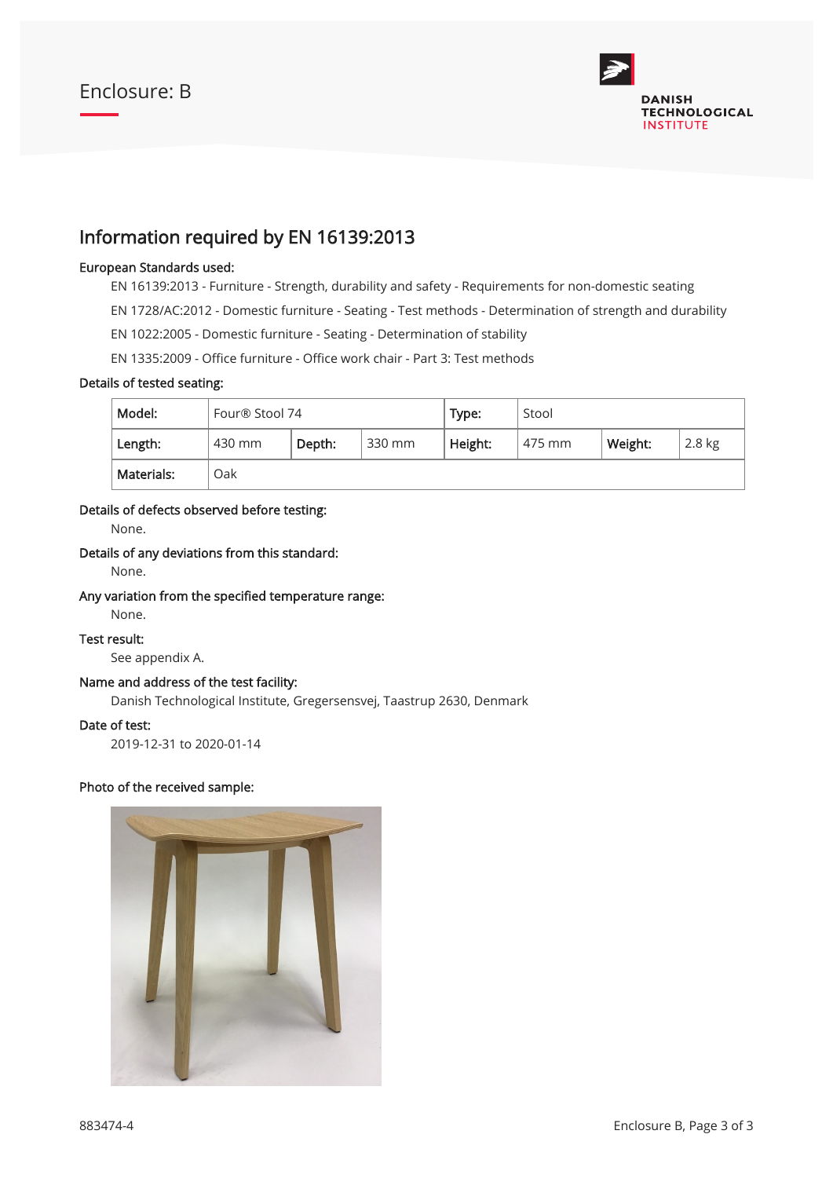Enclosure: B

DANISH TECHNOLOGICAL INSTITUTE

## Information required by EN 16139:2013

**European Standards used:**

EN 16139:2013 - Furniture - Strength, durability and safety - Requirements for non-domestic seating

EN 1728/AC:2012 - Domestic furniture - Seating - Test methods - Determination of strength and durability

EN 1022:2005 - Domestic furniture - Seating - Determination of stability

EN 1335:2009 - Office furniture - Office work chair - Part 3: Test methods

**Details of tested seating:**

| | | | | | | | |
|---|---|---|---|---|---|---|---|
| **Model:** | Four® Stool 74 | | | **Type:** | Stool | | |
| **Length:** | 430 mm | **Depth:** | 330 mm | **Height:** | 475 mm | **Weight:** | 2.8 kg |
| **Materials:** | Oak | | | | | | |

**Details of defects observed before testing:**

None.

**Details of any deviations from this standard:**

None.

**Any variation from the specified temperature range:**

None.

**Test result:**

See appendix A.

**Name and address of the test facility:**

Danish Technological Institute, Gregersensvej, Taastrup 2630, Denmark

**Date of test:**

2019-12-31 to 2020-01-14

**Photo of the received sample:**

883474-4